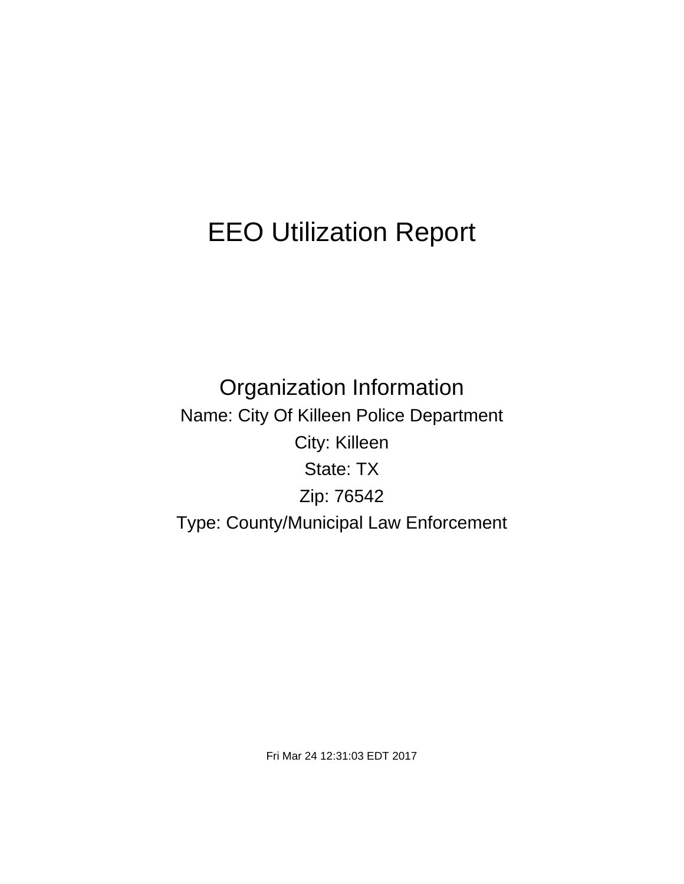# EEO Utilization Report

## Organization Information

Name: City Of Killeen Police Department

City: Killeen

State: TX

Zip: 76542

Type: County/Municipal Law Enforcement

Fri Mar 24 12:31:03 EDT 2017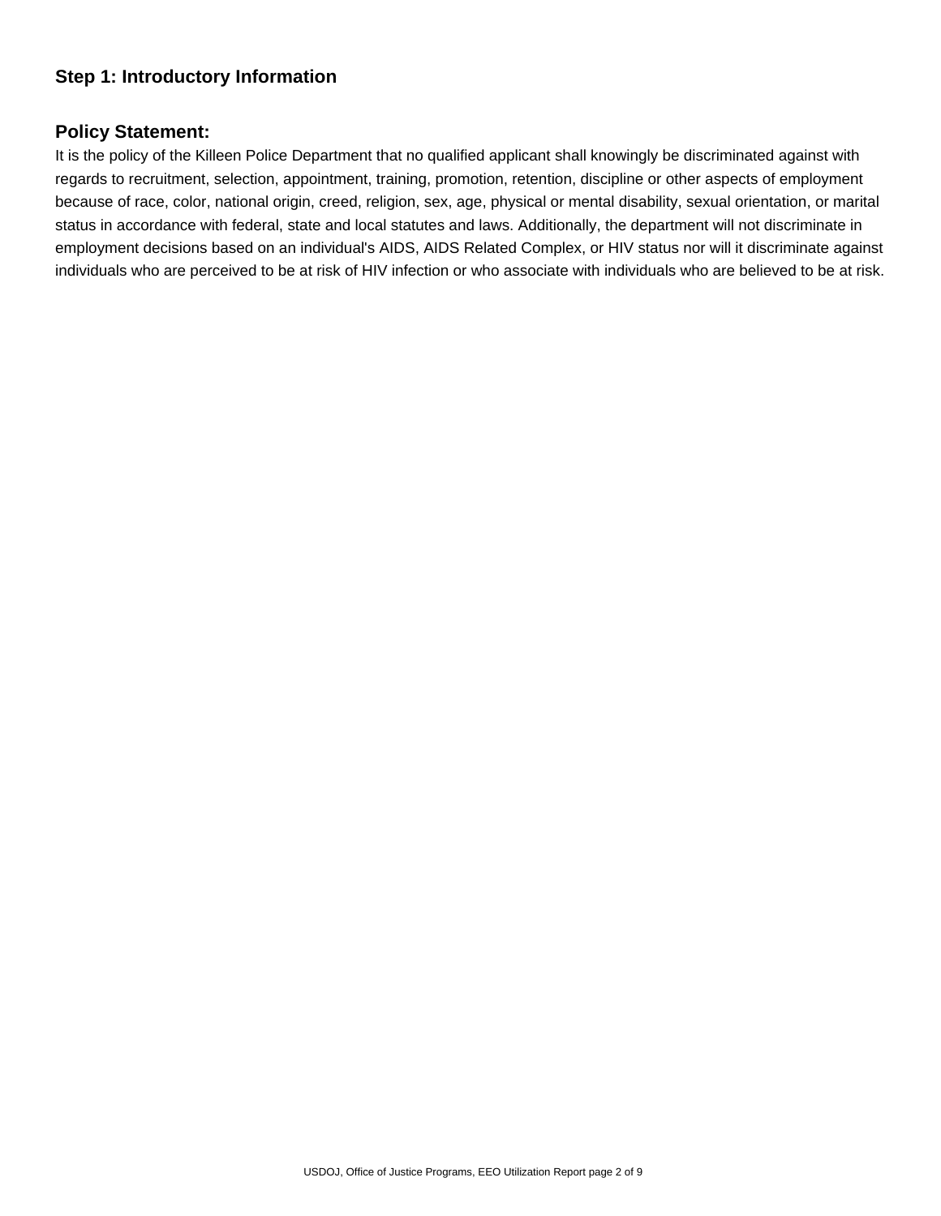## Step 1: Introductory Information

## Policy Statement:

It is the policy of the Killeen Police Department that no qualified applicant shall knowingly be discriminated against with regards to recruitment, selection, appointment, training, promotion, retention, discipline or other aspects of employment because of race, color, national origin, creed, religion, sex, age, physical or mental disability, sexual orientation, or marital status in accordance with federal, state and local statutes and laws. Additionally, the department will not discriminate in employment decisions based on an individual's AIDS, AIDS Related Complex, or HIV status nor will it discriminate against individuals who are perceived to be at risk of HIV infection or who associate with individuals who are believed to be at risk.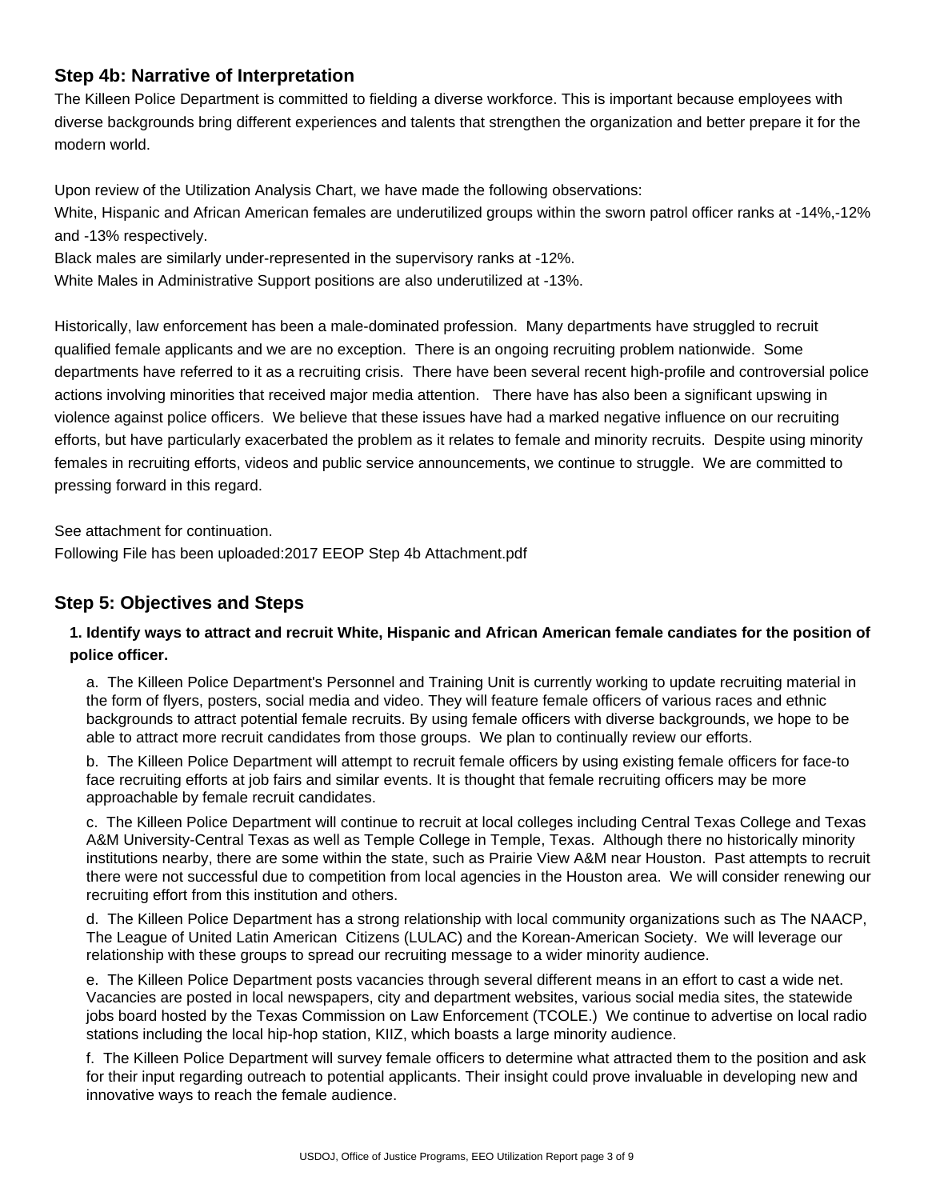## Step 4b: Narrative of Interpretation

The Killeen Police Department is committed to fielding a diverse workforce. This is important because employees with diverse backgrounds bring different experiences and talents that strengthen the organization and better prepare it for the modern world.

Upon review of the Utilization Analysis Chart, we have made the following observations:
White, Hispanic and African American females are underutilized groups within the sworn patrol officer ranks at -14%,-12% and -13% respectively.
Black males are similarly under-represented in the supervisory ranks at -12%.
White Males in Administrative Support positions are also underutilized at -13%.

Historically, law enforcement has been a male-dominated profession. Many departments have struggled to recruit qualified female applicants and we are no exception. There is an ongoing recruiting problem nationwide. Some departments have referred to it as a recruiting crisis. There have been several recent high-profile and controversial police actions involving minorities that received major media attention. There have has also been a significant upswing in violence against police officers. We believe that these issues have had a marked negative influence on our recruiting efforts, but have particularly exacerbated the problem as it relates to female and minority recruits. Despite using minority females in recruiting efforts, videos and public service announcements, we continue to struggle. We are committed to pressing forward in this regard.

See attachment for continuation.
Following File has been uploaded:2017 EEOP Step 4b Attachment.pdf

## Step 5: Objectives and Steps

**1. Identify ways to attract and recruit White, Hispanic and African American female candiates for the position of police officer.**

a. The Killeen Police Department's Personnel and Training Unit is currently working to update recruiting material in the form of flyers, posters, social media and video. They will feature female officers of various races and ethnic backgrounds to attract potential female recruits. By using female officers with diverse backgrounds, we hope to be able to attract more recruit candidates from those groups. We plan to continually review our efforts.

b. The Killeen Police Department will attempt to recruit female officers by using existing female officers for face-to face recruiting efforts at job fairs and similar events. It is thought that female recruiting officers may be more approachable by female recruit candidates.

c. The Killeen Police Department will continue to recruit at local colleges including Central Texas College and Texas A&M University-Central Texas as well as Temple College in Temple, Texas. Although there no historically minority institutions nearby, there are some within the state, such as Prairie View A&M near Houston. Past attempts to recruit there were not successful due to competition from local agencies in the Houston area. We will consider renewing our recruiting effort from this institution and others.

d. The Killeen Police Department has a strong relationship with local community organizations such as The NAACP, The League of United Latin American Citizens (LULAC) and the Korean-American Society. We will leverage our relationship with these groups to spread our recruiting message to a wider minority audience.

e. The Killeen Police Department posts vacancies through several different means in an effort to cast a wide net. Vacancies are posted in local newspapers, city and department websites, various social media sites, the statewide jobs board hosted by the Texas Commission on Law Enforcement (TCOLE.) We continue to advertise on local radio stations including the local hip-hop station, KIIZ, which boasts a large minority audience.

f. The Killeen Police Department will survey female officers to determine what attracted them to the position and ask for their input regarding outreach to potential applicants. Their insight could prove invaluable in developing new and innovative ways to reach the female audience.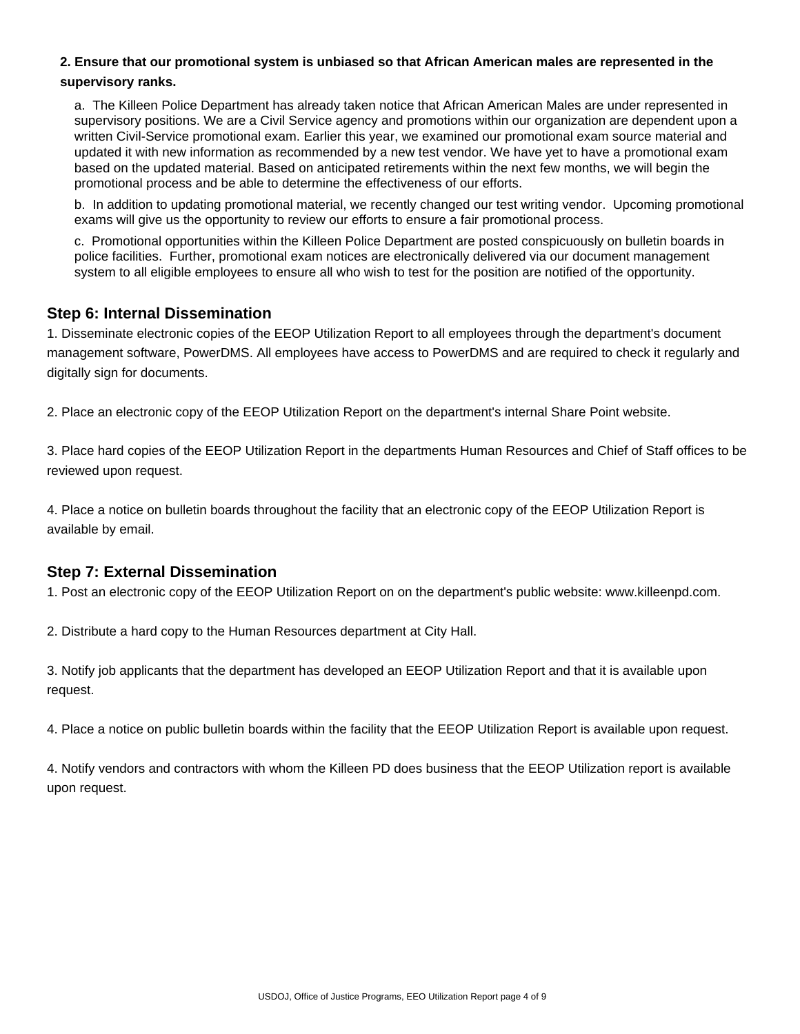**2. Ensure that our promotional system is unbiased so that African American males are represented in the supervisory ranks.**

a. The Killeen Police Department has already taken notice that African American Males are under represented in supervisory positions. We are a Civil Service agency and promotions within our organization are dependent upon a written Civil-Service promotional exam. Earlier this year, we examined our promotional exam source material and updated it with new information as recommended by a new test vendor. We have yet to have a promotional exam based on the updated material. Based on anticipated retirements within the next few months, we will begin the promotional process and be able to determine the effectiveness of our efforts.

b. In addition to updating promotional material, we recently changed our test writing vendor. Upcoming promotional exams will give us the opportunity to review our efforts to ensure a fair promotional process.

c. Promotional opportunities within the Killeen Police Department are posted conspicuously on bulletin boards in police facilities. Further, promotional exam notices are electronically delivered via our document management system to all eligible employees to ensure all who wish to test for the position are notified of the opportunity.

## Step 6: Internal Dissemination

1. Disseminate electronic copies of the EEOP Utilization Report to all employees through the department's document management software, PowerDMS. All employees have access to PowerDMS and are required to check it regularly and digitally sign for documents.

2. Place an electronic copy of the EEOP Utilization Report on the department's internal Share Point website.

3. Place hard copies of the EEOP Utilization Report in the departments Human Resources and Chief of Staff offices to be reviewed upon request.

4. Place a notice on bulletin boards throughout the facility that an electronic copy of the EEOP Utilization Report is available by email.

## Step 7: External Dissemination

1. Post an electronic copy of the EEOP Utilization Report on on the department's public website: www.killeenpd.com.

2. Distribute a hard copy to the Human Resources department at City Hall.

3. Notify job applicants that the department has developed an EEOP Utilization Report and that it is available upon request.

4. Place a notice on public bulletin boards within the facility that the EEOP Utilization Report is available upon request.

4. Notify vendors and contractors with whom the Killeen PD does business that the EEOP Utilization report is available upon request.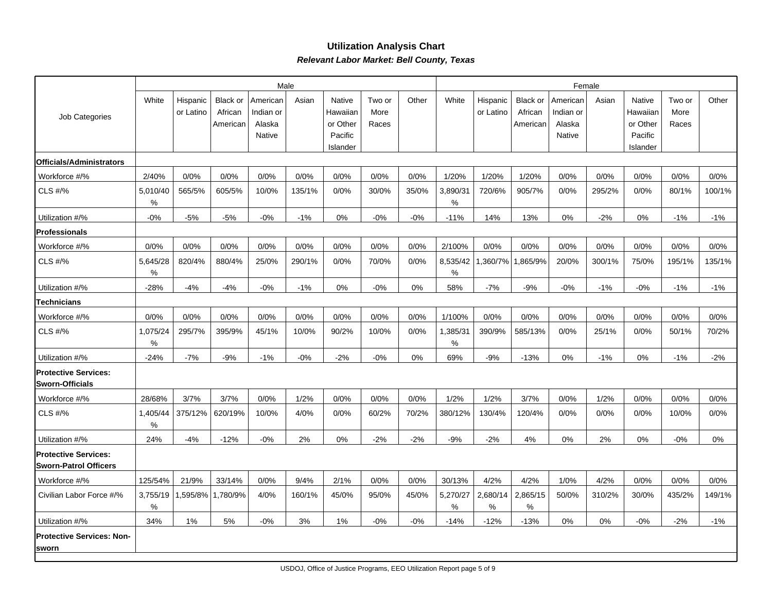## Utilization Analysis Chart

***Relevant Labor Market: Bell County, Texas***

| Job Categories | Male | | | | | | | | Female | | | | | | | |
|---|---|---|---|---|---|---|---|---|---|---|---|---|---|---|---|---|
| | White | Hispanic or Latino | Black or African American | American Indian or Alaska Native | Asian | Native Hawaiian or Other Pacific Islander | Two or More Races | Other | White | Hispanic or Latino | Black or African American | American Indian or Alaska Native | Asian | Native Hawaiian or Other Pacific Islander | Two or More Races | Other |
| **Officials/Administrators** | | | | | | | | | | | | | | | | |
| Workforce #/% | 2/40% | 0/0% | 0/0% | 0/0% | 0/0% | 0/0% | 0/0% | 0/0% | 1/20% | 1/20% | 1/20% | 0/0% | 0/0% | 0/0% | 0/0% | 0/0% |
| CLS #/% | 5,010/40% | 565/5% | 605/5% | 10/0% | 135/1% | 0/0% | 30/0% | 35/0% | 3,890/31% | 720/6% | 905/7% | 0/0% | 295/2% | 0/0% | 80/1% | 100/1% |
| Utilization #/% | -0% | -5% | -5% | -0% | -1% | 0% | -0% | -0% | -11% | 14% | 13% | 0% | -2% | 0% | -1% | -1% |
| **Professionals** | | | | | | | | | | | | | | | | |
| Workforce #/% | 0/0% | 0/0% | 0/0% | 0/0% | 0/0% | 0/0% | 0/0% | 0/0% | 2/100% | 0/0% | 0/0% | 0/0% | 0/0% | 0/0% | 0/0% | 0/0% |
| CLS #/% | 5,645/28% | 820/4% | 880/4% | 25/0% | 290/1% | 0/0% | 70/0% | 0/0% | 8,535/42% | 1,360/7% | 1,865/9% | 20/0% | 300/1% | 75/0% | 195/1% | 135/1% |
| Utilization #/% | -28% | -4% | -4% | -0% | -1% | 0% | -0% | 0% | 58% | -7% | -9% | -0% | -1% | -0% | -1% | -1% |
| **Technicians** | | | | | | | | | | | | | | | | |
| Workforce #/% | 0/0% | 0/0% | 0/0% | 0/0% | 0/0% | 0/0% | 0/0% | 0/0% | 1/100% | 0/0% | 0/0% | 0/0% | 0/0% | 0/0% | 0/0% | 0/0% |
| CLS #/% | 1,075/24% | 295/7% | 395/9% | 45/1% | 10/0% | 90/2% | 10/0% | 0/0% | 1,385/31% | 390/9% | 585/13% | 0/0% | 25/1% | 0/0% | 50/1% | 70/2% |
| Utilization #/% | -24% | -7% | -9% | -1% | -0% | -2% | -0% | 0% | 69% | -9% | -13% | 0% | -1% | 0% | -1% | -2% |
| **Protective Services: Sworn-Officials** | | | | | | | | | | | | | | | | |
| Workforce #/% | 28/68% | 3/7% | 3/7% | 0/0% | 1/2% | 0/0% | 0/0% | 0/0% | 1/2% | 1/2% | 3/7% | 0/0% | 1/2% | 0/0% | 0/0% | 0/0% |
| CLS #/% | 1,405/44% | 375/12% | 620/19% | 10/0% | 4/0% | 0/0% | 60/2% | 70/2% | 380/12% | 130/4% | 120/4% | 0/0% | 0/0% | 0/0% | 10/0% | 0/0% |
| Utilization #/% | 24% | -4% | -12% | -0% | 2% | 0% | -2% | -2% | -9% | -2% | 4% | 0% | 2% | 0% | -0% | 0% |
| **Protective Services: Sworn-Patrol Officers** | | | | | | | | | | | | | | | | |
| Workforce #/% | 125/54% | 21/9% | 33/14% | 0/0% | 9/4% | 2/1% | 0/0% | 0/0% | 30/13% | 4/2% | 4/2% | 1/0% | 4/2% | 0/0% | 0/0% | 0/0% |
| Civilian Labor Force #/% | 3,755/19% | 1,595/8% | 1,780/9% | 4/0% | 160/1% | 45/0% | 95/0% | 45/0% | 5,270/27% | 2,680/14% | 2,865/15% | 50/0% | 310/2% | 30/0% | 435/2% | 149/1% |
| Utilization #/% | 34% | 1% | 5% | -0% | 3% | 1% | -0% | -0% | -14% | -12% | -13% | 0% | 0% | -0% | -2% | -1% |
| **Protective Services: Non-sworn** | | | | | | | | | | | | | | | | |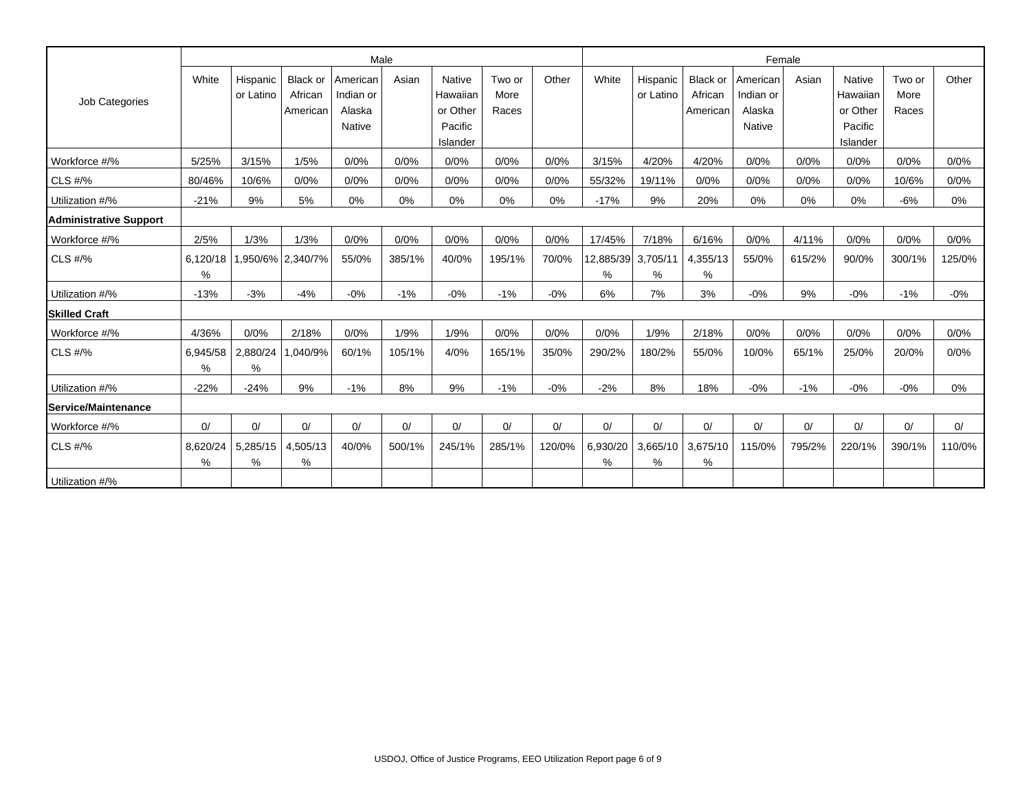| Job Categories | Male | | | | | | | | Female | | | | | | | |
|---|---|---|---|---|---|---|---|---|---|---|---|---|---|---|---|---|
| | White | Hispanic or Latino | Black or African American | American Indian or Alaska Native | Asian | Native Hawaiian or Other Pacific Islander | Two or More Races | Other | White | Hispanic or Latino | Black or African American | American Indian or Alaska Native | Asian | Native Hawaiian or Other Pacific Islander | Two or More Races | Other |
| Workforce #/% | 5/25% | 3/15% | 1/5% | 0/0% | 0/0% | 0/0% | 0/0% | 0/0% | 3/15% | 4/20% | 4/20% | 0/0% | 0/0% | 0/0% | 0/0% | 0/0% |
| CLS #/% | 80/46% | 10/6% | 0/0% | 0/0% | 0/0% | 0/0% | 0/0% | 0/0% | 55/32% | 19/11% | 0/0% | 0/0% | 0/0% | 0/0% | 10/6% | 0/0% |
| Utilization #/% | -21% | 9% | 5% | 0% | 0% | 0% | 0% | 0% | -17% | 9% | 20% | 0% | 0% | 0% | -6% | 0% |
| **Administrative Support** | | | | | | | | | | | | | | | | |
| Workforce #/% | 2/5% | 1/3% | 1/3% | 0/0% | 0/0% | 0/0% | 0/0% | 0/0% | 17/45% | 7/18% | 6/16% | 0/0% | 4/11% | 0/0% | 0/0% | 0/0% |
| CLS #/% | 6,120/18% | 1,950/6% | 2,340/7% | 55/0% | 385/1% | 40/0% | 195/1% | 70/0% | 12,885/39% | 3,705/11% | 4,355/13% | 55/0% | 615/2% | 90/0% | 300/1% | 125/0% |
| Utilization #/% | -13% | -3% | -4% | -0% | -1% | -0% | -1% | -0% | 6% | 7% | 3% | -0% | 9% | -0% | -1% | -0% |
| **Skilled Craft** | | | | | | | | | | | | | | | | |
| Workforce #/% | 4/36% | 0/0% | 2/18% | 0/0% | 1/9% | 1/9% | 0/0% | 0/0% | 0/0% | 1/9% | 2/18% | 0/0% | 0/0% | 0/0% | 0/0% | 0/0% |
| CLS #/% | 6,945/58% | 2,880/24% | 1,040/9% | 60/1% | 105/1% | 4/0% | 165/1% | 35/0% | 290/2% | 180/2% | 55/0% | 10/0% | 65/1% | 25/0% | 20/0% | 0/0% |
| Utilization #/% | -22% | -24% | 9% | -1% | 8% | 9% | -1% | -0% | -2% | 8% | 18% | -0% | -1% | -0% | -0% | 0% |
| **Service/Maintenance** | | | | | | | | | | | | | | | | |
| Workforce #/% | 0/ | 0/ | 0/ | 0/ | 0/ | 0/ | 0/ | 0/ | 0/ | 0/ | 0/ | 0/ | 0/ | 0/ | 0/ | 0/ |
| CLS #/% | 8,620/24% | 5,285/15% | 4,505/13% | 40/0% | 500/1% | 245/1% | 285/1% | 120/0% | 6,930/20% | 3,665/10% | 3,675/10% | 115/0% | 795/2% | 220/1% | 390/1% | 110/0% |
| Utilization #/% | | | | | | | | | | | | | | | | |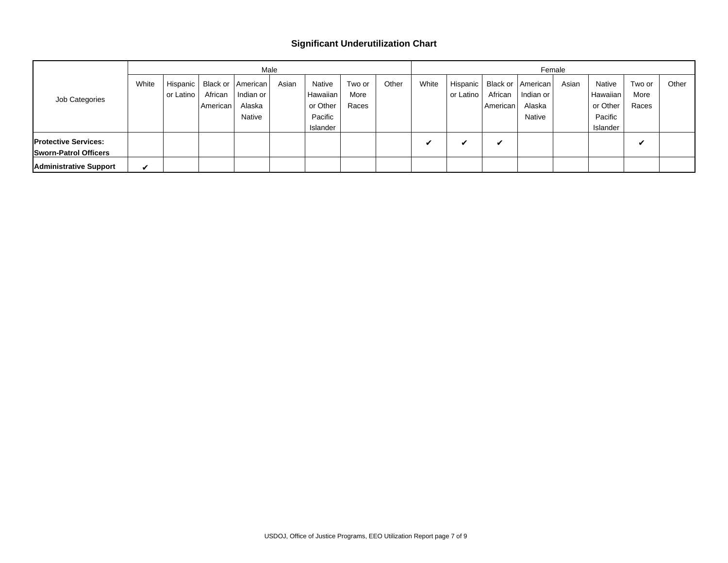## Significant Underutilization Chart

| Job Categories | Male | | | | | | | | Female | | | | | | | |
|---|---|---|---|---|---|---|---|---|---|---|---|---|---|---|---|---|
| | White | Hispanic or Latino | Black or African American | American Indian or Alaska Native | Asian | Native Hawaiian or Other Pacific Islander | Two or More Races | Other | White | Hispanic or Latino | Black or African American | American Indian or Alaska Native | Asian | Native Hawaiian or Other Pacific Islander | Two or More Races | Other |
| **Protective Services: Sworn-Patrol Officers** | | | | | | | | | ✔ | ✔ | ✔ | | | | ✔ | |
| **Administrative Support** | ✔ | | | | | | | | | | | | | | | |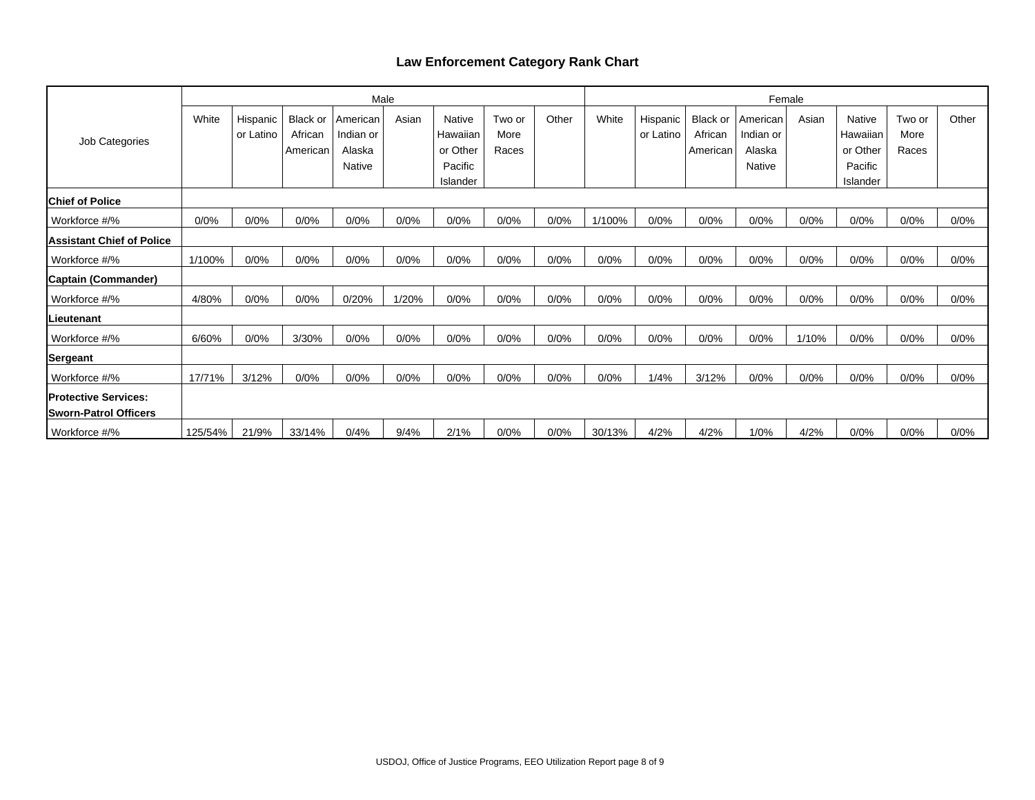## Law Enforcement Category Rank Chart

| Job Categories | Male | | | | | | | | Female | | | | | | | |
|---|---|---|---|---|---|---|---|---|---|---|---|---|---|---|---|---|
| | White | Hispanic or Latino | Black or African American | American Indian or Alaska Native | Asian | Native Hawaiian or Other Pacific Islander | Two or More Races | Other | White | Hispanic or Latino | Black or African American | American Indian or Alaska Native | Asian | Native Hawaiian or Other Pacific Islander | Two or More Races | Other |
| **Chief of Police** | | | | | | | | | | | | | | | | |
| Workforce #/% | 0/0% | 0/0% | 0/0% | 0/0% | 0/0% | 0/0% | 0/0% | 0/0% | 1/100% | 0/0% | 0/0% | 0/0% | 0/0% | 0/0% | 0/0% | 0/0% |
| **Assistant Chief of Police** | | | | | | | | | | | | | | | | |
| Workforce #/% | 1/100% | 0/0% | 0/0% | 0/0% | 0/0% | 0/0% | 0/0% | 0/0% | 0/0% | 0/0% | 0/0% | 0/0% | 0/0% | 0/0% | 0/0% | 0/0% |
| **Captain (Commander)** | | | | | | | | | | | | | | | | |
| Workforce #/% | 4/80% | 0/0% | 0/0% | 0/20% | 1/20% | 0/0% | 0/0% | 0/0% | 0/0% | 0/0% | 0/0% | 0/0% | 0/0% | 0/0% | 0/0% | 0/0% |
| **Lieutenant** | | | | | | | | | | | | | | | | |
| Workforce #/% | 6/60% | 0/0% | 3/30% | 0/0% | 0/0% | 0/0% | 0/0% | 0/0% | 0/0% | 0/0% | 0/0% | 0/0% | 1/10% | 0/0% | 0/0% | 0/0% |
| **Sergeant** | | | | | | | | | | | | | | | | |
| Workforce #/% | 17/71% | 3/12% | 0/0% | 0/0% | 0/0% | 0/0% | 0/0% | 0/0% | 0/0% | 1/4% | 3/12% | 0/0% | 0/0% | 0/0% | 0/0% | 0/0% |
| **Protective Services: Sworn-Patrol Officers** | | | | | | | | | | | | | | | | |
| Workforce #/% | 125/54% | 21/9% | 33/14% | 0/4% | 9/4% | 2/1% | 0/0% | 0/0% | 30/13% | 4/2% | 4/2% | 1/0% | 4/2% | 0/0% | 0/0% | 0/0% |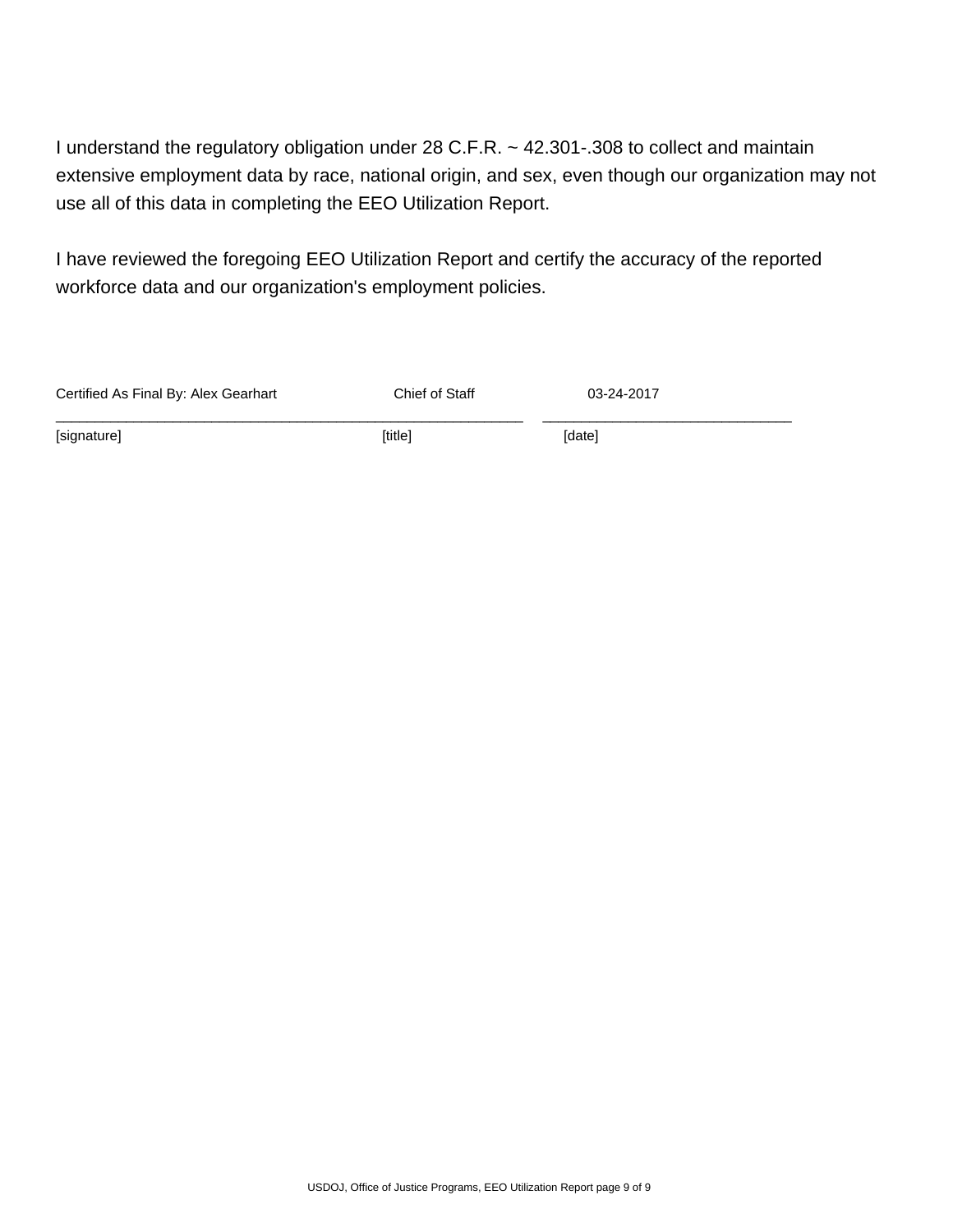I understand the regulatory obligation under 28 C.F.R. ~ 42.301-.308 to collect and maintain extensive employment data by race, national origin, and sex, even though our organization may not use all of this data in completing the EEO Utilization Report.

I have reviewed the foregoing EEO Utilization Report and certify the accuracy of the reported workforce data and our organization's employment policies.

| Certified As Final By: Alex Gearhart | Chief of Staff | 03-24-2017 |
|---|---|---|
| [signature] | [title] | [date] |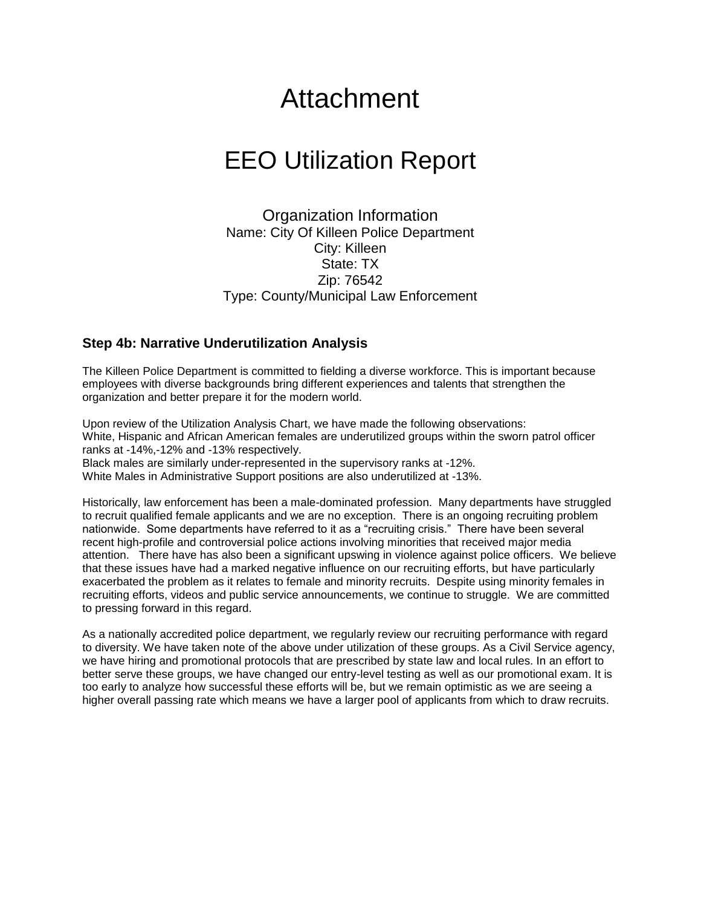# Attachment

# EEO Utilization Report

Organization Information
Name: City Of Killeen Police Department
City: Killeen
State: TX
Zip: 76542
Type: County/Municipal Law Enforcement

### Step 4b: Narrative Underutilization Analysis

The Killeen Police Department is committed to fielding a diverse workforce. This is important because employees with diverse backgrounds bring different experiences and talents that strengthen the organization and better prepare it for the modern world.

Upon review of the Utilization Analysis Chart, we have made the following observations:
White, Hispanic and African American females are underutilized groups within the sworn patrol officer ranks at -14%,-12% and -13% respectively.
Black males are similarly under-represented in the supervisory ranks at -12%.
White Males in Administrative Support positions are also underutilized at -13%.

Historically, law enforcement has been a male-dominated profession. Many departments have struggled to recruit qualified female applicants and we are no exception. There is an ongoing recruiting problem nationwide. Some departments have referred to it as a "recruiting crisis." There have been several recent high-profile and controversial police actions involving minorities that received major media attention. There have has also been a significant upswing in violence against police officers. We believe that these issues have had a marked negative influence on our recruiting efforts, but have particularly exacerbated the problem as it relates to female and minority recruits. Despite using minority females in recruiting efforts, videos and public service announcements, we continue to struggle. We are committed to pressing forward in this regard.

As a nationally accredited police department, we regularly review our recruiting performance with regard to diversity. We have taken note of the above under utilization of these groups. As a Civil Service agency, we have hiring and promotional protocols that are prescribed by state law and local rules. In an effort to better serve these groups, we have changed our entry-level testing as well as our promotional exam. It is too early to analyze how successful these efforts will be, but we remain optimistic as we are seeing a higher overall passing rate which means we have a larger pool of applicants from which to draw recruits.